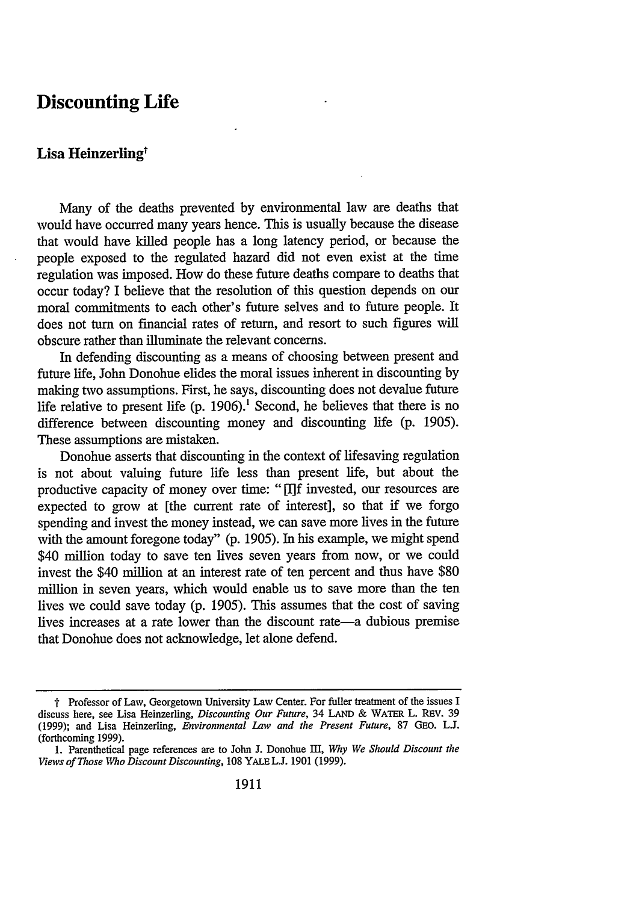# Discounting Life

## Lisa Heinzerling†

Many of the deaths prevented by environmental law are deaths that would have occurred many years hence. This is usually because the disease that would have killed people has a long latency period, or because the people exposed to the regulated hazard did not even exist at the time regulation was imposed. How do these future deaths compare to deaths that occur today? I believe that the resolution of this question depends on our moral commitments to each other's future selves and to future people. It does not turn on financial rates of return, and resort to such figures will obscure rather than illuminate the relevant concerns.

In defending discounting as a means of choosing between present and future life, John Donohue elides the moral issues inherent in discounting by making two assumptions. First, he says, discounting does not devalue future life relative to present life (p. 1906).[1] Second, he believes that there is no difference between discounting money and discounting life (p. 1905). These assumptions are mistaken.

Donohue asserts that discounting in the context of lifesaving regulation is not about valuing future life less than present life, but about the productive capacity of money over time: "[I]f invested, our resources are expected to grow at [the current rate of interest], so that if we forgo spending and invest the money instead, we can save more lives in the future with the amount foregone today" (p. 1905). In his example, we might spend $40 million today to save ten lives seven years from now, or we could invest the $40 million at an interest rate of ten percent and thus have $80 million in seven years, which would enable us to save more than the ten lives we could save today (p. 1905). This assumes that the cost of saving lives increases at a rate lower than the discount rate—a dubious premise that Donohue does not acknowledge, let alone defend.

---

† Professor of Law, Georgetown University Law Center. For fuller treatment of the issues I discuss here, see Lisa Heinzerling, *Discounting Our Future*, 34 LAND & WATER L. REV. 39 (1999); and Lisa Heinzerling, *Environmental Law and the Present Future*, 87 GEO. L.J. (forthcoming 1999).

1. Parenthetical page references are to John J. Donohue III, *Why We Should Discount the Views of Those Who Discount Discounting*, 108 YALE L.J. 1901 (1999).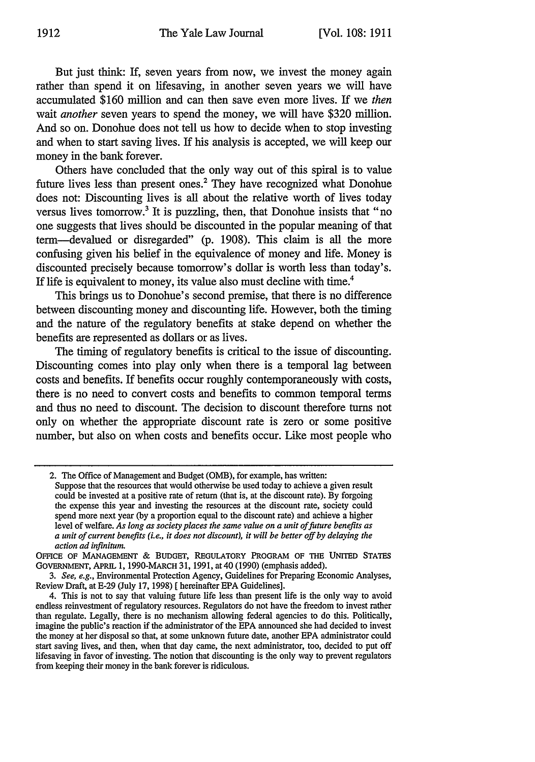But just think: If, seven years from now, we invest the money again rather than spend it on lifesaving, in another seven years we will have accumulated $160 million and can then save even more lives. If we *then* wait *another* seven years to spend the money, we will have $320 million. And so on. Donohue does not tell us how to decide when to stop investing and when to start saving lives. If his analysis is accepted, we will keep our money in the bank forever.

Others have concluded that the only way out of this spiral is to value future lives less than present ones.[2] They have recognized what Donohue does not: Discounting lives is all about the relative worth of lives today versus lives tomorrow.[3] It is puzzling, then, that Donohue insists that "no one suggests that lives should be discounted in the popular meaning of that term—devalued or disregarded" (p. 1908). This claim is all the more confusing given his belief in the equivalence of money and life. Money is discounted precisely because tomorrow's dollar is worth less than today's. If life is equivalent to money, its value also must decline with time.[4]

This brings us to Donohue's second premise, that there is no difference between discounting money and discounting life. However, both the timing and the nature of the regulatory benefits at stake depend on whether the benefits are represented as dollars or as lives.

The timing of regulatory benefits is critical to the issue of discounting. Discounting comes into play only when there is a temporal lag between costs and benefits. If benefits occur roughly contemporaneously with costs, there is no need to convert costs and benefits to common temporal terms and thus no need to discount. The decision to discount therefore turns not only on whether the appropriate discount rate is zero or some positive number, but also on when costs and benefits occur. Like most people who

---

2. The Office of Management and Budget (OMB), for example, has written:

> Suppose that the resources that would otherwise be used today to achieve a given result could be invested at a positive rate of return (that is, at the discount rate). By forgoing the expense this year and investing the resources at the discount rate, society could spend more next year (by a proportion equal to the discount rate) and achieve a higher level of welfare. *As long as society places the same value on a unit of future benefits as a unit of current benefits (i.e., it does not discount), it will be better off by delaying the action ad infinitum.*

OFFICE OF MANAGEMENT & BUDGET, REGULATORY PROGRAM OF THE UNITED STATES GOVERNMENT, APRIL 1, 1990-MARCH 31, 1991, at 40 (1990) (emphasis added).

3. *See, e.g.*, Environmental Protection Agency, Guidelines for Preparing Economic Analyses, Review Draft, at E-29 (July 17, 1998) [hereinafter EPA Guidelines].

4. This is not to say that valuing future life less than present life is the only way to avoid endless reinvestment of regulatory resources. Regulators do not have the freedom to invest rather than regulate. Legally, there is no mechanism allowing federal agencies to do this. Politically, imagine the public's reaction if the administrator of the EPA announced she had decided to invest the money at her disposal so that, at some unknown future date, another EPA administrator could start saving lives, and then, when that day came, the next administrator, too, decided to put off lifesaving in favor of investing. The notion that discounting is the only way to prevent regulators from keeping their money in the bank forever is ridiculous.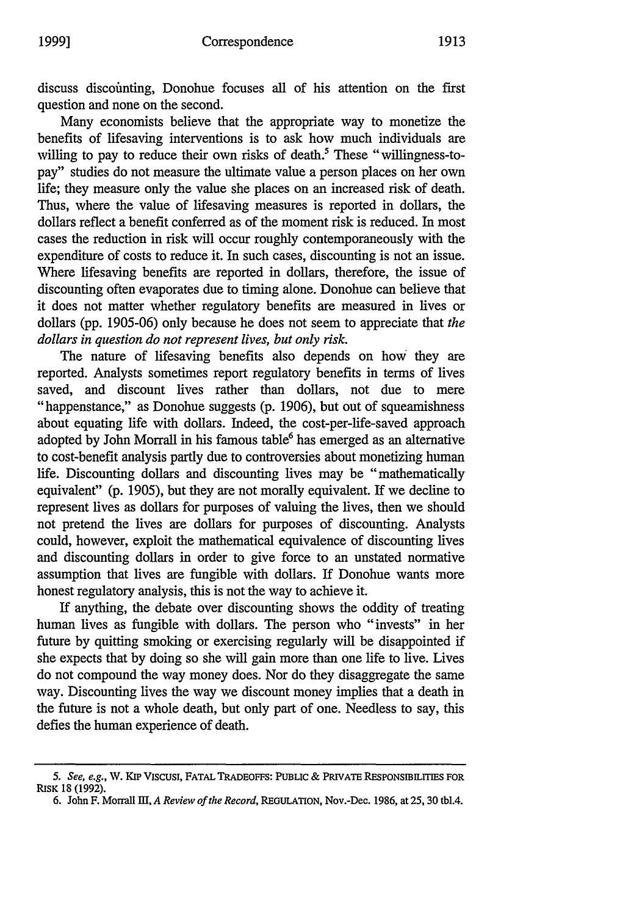discuss discounting, Donohue focuses all of his attention on the first question and none on the second.

Many economists believe that the appropriate way to monetize the benefits of lifesaving interventions is to ask how much individuals are willing to pay to reduce their own risks of death.[5] These "willingness-to-pay" studies do not measure the ultimate value a person places on her own life; they measure only the value she places on an increased risk of death. Thus, where the value of lifesaving measures is reported in dollars, the dollars reflect a benefit conferred as of the moment risk is reduced. In most cases the reduction in risk will occur roughly contemporaneously with the expenditure of costs to reduce it. In such cases, discounting is not an issue. Where lifesaving benefits are reported in dollars, therefore, the issue of discounting often evaporates due to timing alone. Donohue can believe that it does not matter whether regulatory benefits are measured in lives or dollars (pp. 1905-06) only because he does not seem to appreciate that *the dollars in question do not represent lives, but only risk.*

The nature of lifesaving benefits also depends on how they are reported. Analysts sometimes report regulatory benefits in terms of lives saved, and discount lives rather than dollars, not due to mere "happenstance," as Donohue suggests (p. 1906), but out of squeamishness about equating life with dollars. Indeed, the cost-per-life-saved approach adopted by John Morrall in his famous table[6] has emerged as an alternative to cost-benefit analysis partly due to controversies about monetizing human life. Discounting dollars and discounting lives may be "mathematically equivalent" (p. 1905), but they are not morally equivalent. If we decline to represent lives as dollars for purposes of valuing the lives, then we should not pretend the lives are dollars for purposes of discounting. Analysts could, however, exploit the mathematical equivalence of discounting lives and discounting dollars in order to give force to an unstated normative assumption that lives are fungible with dollars. If Donohue wants more honest regulatory analysis, this is not the way to achieve it.

If anything, the debate over discounting shows the oddity of treating human lives as fungible with dollars. The person who "invests" in her future by quitting smoking or exercising regularly will be disappointed if she expects that by doing so she will gain more than one life to live. Lives do not compound the way money does. Nor do they disaggregate the same way. Discounting lives the way we discount money implies that a death in the future is not a whole death, but only part of one. Needless to say, this defies the human experience of death.

---

5. *See, e.g.*, W. KIP VISCUSI, FATAL TRADEOFFS: PUBLIC & PRIVATE RESPONSIBILITIES FOR RISK 18 (1992).

6. John F. Morrall III, *A Review of the Record*, REGULATION, Nov.-Dec. 1986, at 25, 30 tbl.4.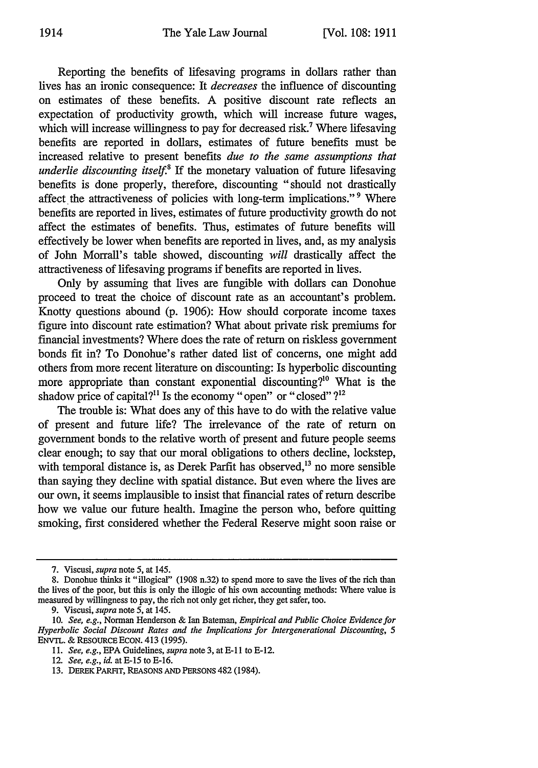Reporting the benefits of lifesaving programs in dollars rather than lives has an ironic consequence: It *decreases* the influence of discounting on estimates of these benefits. A positive discount rate reflects an expectation of productivity growth, which will increase future wages, which will increase willingness to pay for decreased risk.[7] Where lifesaving benefits are reported in dollars, estimates of future benefits must be increased relative to present benefits *due to the same assumptions that underlie discounting itself*.[8] If the monetary valuation of future lifesaving benefits is done properly, therefore, discounting "should not drastically affect the attractiveness of policies with long-term implications."[9] Where benefits are reported in lives, estimates of future productivity growth do not affect the estimates of benefits. Thus, estimates of future benefits will effectively be lower when benefits are reported in lives, and, as my analysis of John Morrall's table showed, discounting *will* drastically affect the attractiveness of lifesaving programs if benefits are reported in lives.

Only by assuming that lives are fungible with dollars can Donohue proceed to treat the choice of discount rate as an accountant's problem. Knotty questions abound (p. 1906): How should corporate income taxes figure into discount rate estimation? What about private risk premiums for financial investments? Where does the rate of return on riskless government bonds fit in? To Donohue's rather dated list of concerns, one might add others from more recent literature on discounting: Is hyperbolic discounting more appropriate than constant exponential discounting?[10] What is the shadow price of capital?[11] Is the economy "open" or "closed"?[12]

The trouble is: What does any of this have to do with the relative value of present and future life? The irrelevance of the rate of return on government bonds to the relative worth of present and future people seems clear enough; to say that our moral obligations to others decline, lockstep, with temporal distance is, as Derek Parfit has observed,[13] no more sensible than saying they decline with spatial distance. But even where the lives are our own, it seems implausible to insist that financial rates of return describe how we value our future health. Imagine the person who, before quitting smoking, first considered whether the Federal Reserve might soon raise or

---

7. Viscusi, *supra* note 5, at 145.

8. Donohue thinks it "illogical" (1908 n.32) to spend more to save the lives of the rich than the lives of the poor, but this is only the illogic of his own accounting methods: Where value is measured by willingness to pay, the rich not only get richer, they get safer, too.

9. Viscusi, *supra* note 5, at 145.

10. *See, e.g.*, Norman Henderson & Ian Bateman, *Empirical and Public Choice Evidence for Hyperbolic Social Discount Rates and the Implications for Intergenerational Discounting*, 5 ENVTL. & RESOURCE ECON. 413 (1995).

11. *See, e.g.*, EPA Guidelines, *supra* note 3, at E-11 to E-12.

12. *See, e.g.*, *id.* at E-15 to E-16.

13. DEREK PARFIT, REASONS AND PERSONS 482 (1984).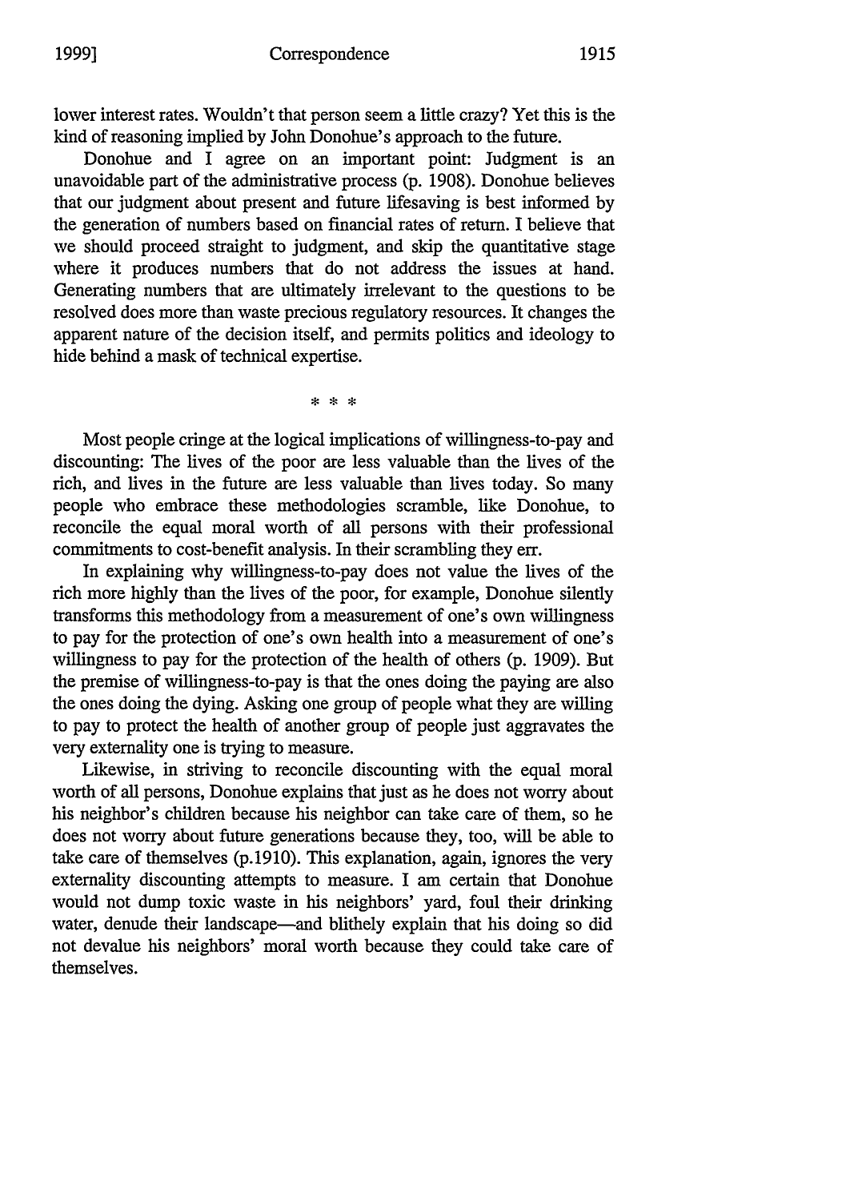lower interest rates. Wouldn't that person seem a little crazy? Yet this is the kind of reasoning implied by John Donohue's approach to the future.

Donohue and I agree on an important point: Judgment is an unavoidable part of the administrative process (p. 1908). Donohue believes that our judgment about present and future lifesaving is best informed by the generation of numbers based on financial rates of return. I believe that we should proceed straight to judgment, and skip the quantitative stage where it produces numbers that do not address the issues at hand. Generating numbers that are ultimately irrelevant to the questions to be resolved does more than waste precious regulatory resources. It changes the apparent nature of the decision itself, and permits politics and ideology to hide behind a mask of technical expertise.

\* \* \*

Most people cringe at the logical implications of willingness-to-pay and discounting: The lives of the poor are less valuable than the lives of the rich, and lives in the future are less valuable than lives today. So many people who embrace these methodologies scramble, like Donohue, to reconcile the equal moral worth of all persons with their professional commitments to cost-benefit analysis. In their scrambling they err.

In explaining why willingness-to-pay does not value the lives of the rich more highly than the lives of the poor, for example, Donohue silently transforms this methodology from a measurement of one's own willingness to pay for the protection of one's own health into a measurement of one's willingness to pay for the protection of the health of others (p. 1909). But the premise of willingness-to-pay is that the ones doing the paying are also the ones doing the dying. Asking one group of people what they are willing to pay to protect the health of another group of people just aggravates the very externality one is trying to measure.

Likewise, in striving to reconcile discounting with the equal moral worth of all persons, Donohue explains that just as he does not worry about his neighbor's children because his neighbor can take care of them, so he does not worry about future generations because they, too, will be able to take care of themselves (p.1910). This explanation, again, ignores the very externality discounting attempts to measure. I am certain that Donohue would not dump toxic waste in his neighbors' yard, foul their drinking water, denude their landscape—and blithely explain that his doing so did not devalue his neighbors' moral worth because they could take care of themselves.